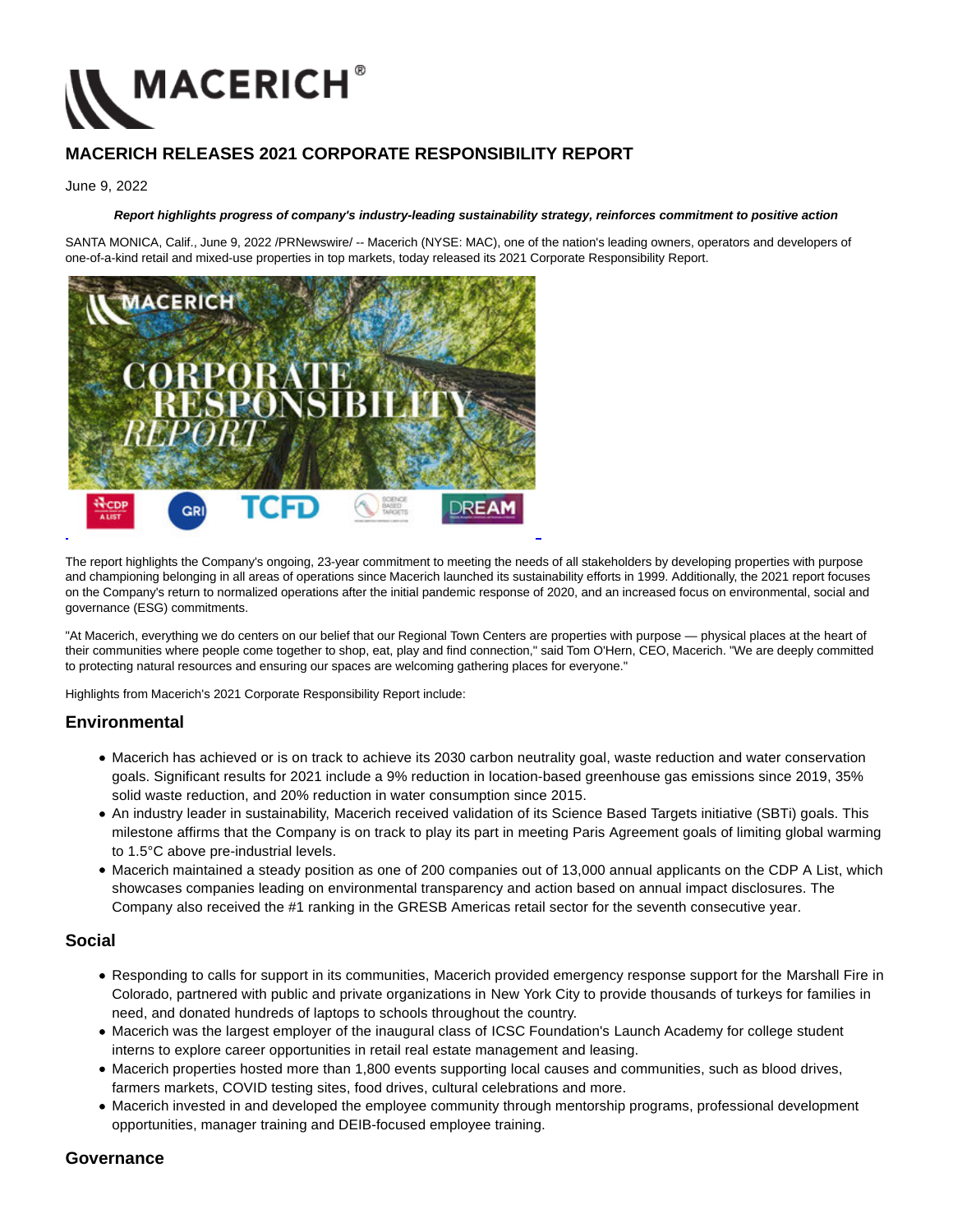# MACERICH RELEASES 2021 CORPORATE RESPONSIBILITY REPORT

June 9, 2022

***Report highlights progress of company's industry-leading sustainability strategy, reinforces commitment to positive action***

SANTA MONICA, Calif., June 9, 2022 /PRNewswire/ -- Macerich (NYSE: MAC), one of the nation's leading owners, operators and developers of one-of-a-kind retail and mixed-use properties in top markets, today released its 2021 Corporate Responsibility Report.

The report highlights the Company's ongoing, 23-year commitment to meeting the needs of all stakeholders by developing properties with purpose and championing belonging in all areas of operations since Macerich launched its sustainability efforts in 1999. Additionally, the 2021 report focuses on the Company's return to normalized operations after the initial pandemic response of 2020, and an increased focus on environmental, social and governance (ESG) commitments.

"At Macerich, everything we do centers on our belief that our Regional Town Centers are properties with purpose — physical places at the heart of their communities where people come together to shop, eat, play and find connection," said Tom O'Hern, CEO, Macerich. "We are deeply committed to protecting natural resources and ensuring our spaces are welcoming gathering places for everyone."

Highlights from Macerich's 2021 Corporate Responsibility Report include:

## Environmental

- Macerich has achieved or is on track to achieve its 2030 carbon neutrality goal, waste reduction and water conservation goals. Significant results for 2021 include a 9% reduction in location-based greenhouse gas emissions since 2019, 35% solid waste reduction, and 20% reduction in water consumption since 2015.
- An industry leader in sustainability, Macerich received validation of its Science Based Targets initiative (SBTi) goals. This milestone affirms that the Company is on track to play its part in meeting Paris Agreement goals of limiting global warming to 1.5°C above pre-industrial levels.
- Macerich maintained a steady position as one of 200 companies out of 13,000 annual applicants on the CDP A List, which showcases companies leading on environmental transparency and action based on annual impact disclosures. The Company also received the #1 ranking in the GRESB Americas retail sector for the seventh consecutive year.

## Social

- Responding to calls for support in its communities, Macerich provided emergency response support for the Marshall Fire in Colorado, partnered with public and private organizations in New York City to provide thousands of turkeys for families in need, and donated hundreds of laptops to schools throughout the country.
- Macerich was the largest employer of the inaugural class of ICSC Foundation's Launch Academy for college student interns to explore career opportunities in retail real estate management and leasing.
- Macerich properties hosted more than 1,800 events supporting local causes and communities, such as blood drives, farmers markets, COVID testing sites, food drives, cultural celebrations and more.
- Macerich invested in and developed the employee community through mentorship programs, professional development opportunities, manager training and DEIB-focused employee training.

## Governance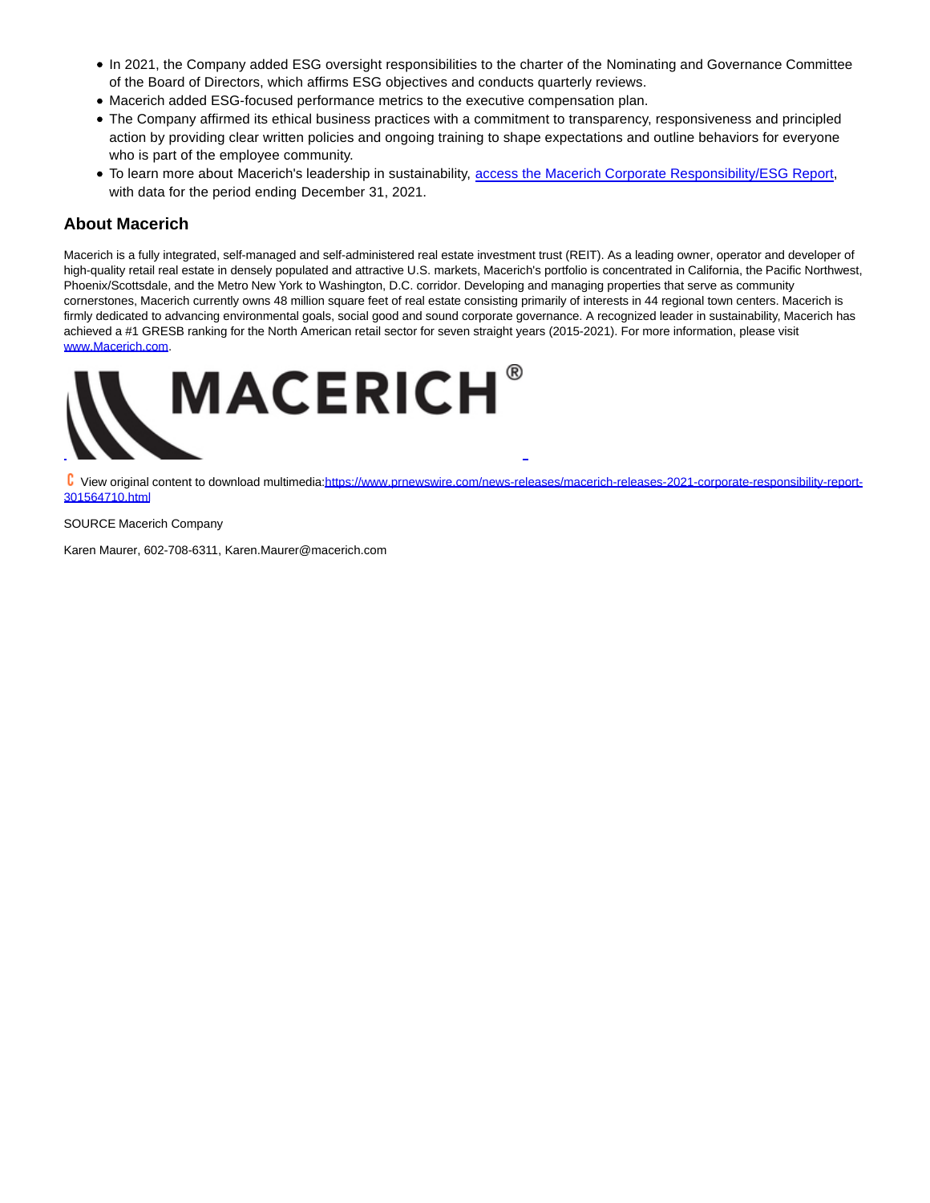- In 2021, the Company added ESG oversight responsibilities to the charter of the Nominating and Governance Committee of the Board of Directors, which affirms ESG objectives and conducts quarterly reviews.
- Macerich added ESG-focused performance metrics to the executive compensation plan.
- The Company affirmed its ethical business practices with a commitment to transparency, responsiveness and principled action by providing clear written policies and ongoing training to shape expectations and outline behaviors for everyone who is part of the employee community.
- To learn more about Macerich's leadership in sustainability, access the Macerich Corporate Responsibility/ESG Report, with data for the period ending December 31, 2021.

## About Macerich

Macerich is a fully integrated, self-managed and self-administered real estate investment trust (REIT). As a leading owner, operator and developer of high-quality retail real estate in densely populated and attractive U.S. markets, Macerich's portfolio is concentrated in California, the Pacific Northwest, Phoenix/Scottsdale, and the Metro New York to Washington, D.C. corridor. Developing and managing properties that serve as community cornerstones, Macerich currently owns 48 million square feet of real estate consisting primarily of interests in 44 regional town centers. Macerich is firmly dedicated to advancing environmental goals, social good and sound corporate governance. A recognized leader in sustainability, Macerich has achieved a #1 GRESB ranking for the North American retail sector for seven straight years (2015-2021). For more information, please visit www.Macerich.com.

MACERICH®

View original content to download multimedia:https://www.prnewswire.com/news-releases/macerich-releases-2021-corporate-responsibility-report-301564710.html

SOURCE Macerich Company

Karen Maurer, 602-708-6311, Karen.Maurer@macerich.com